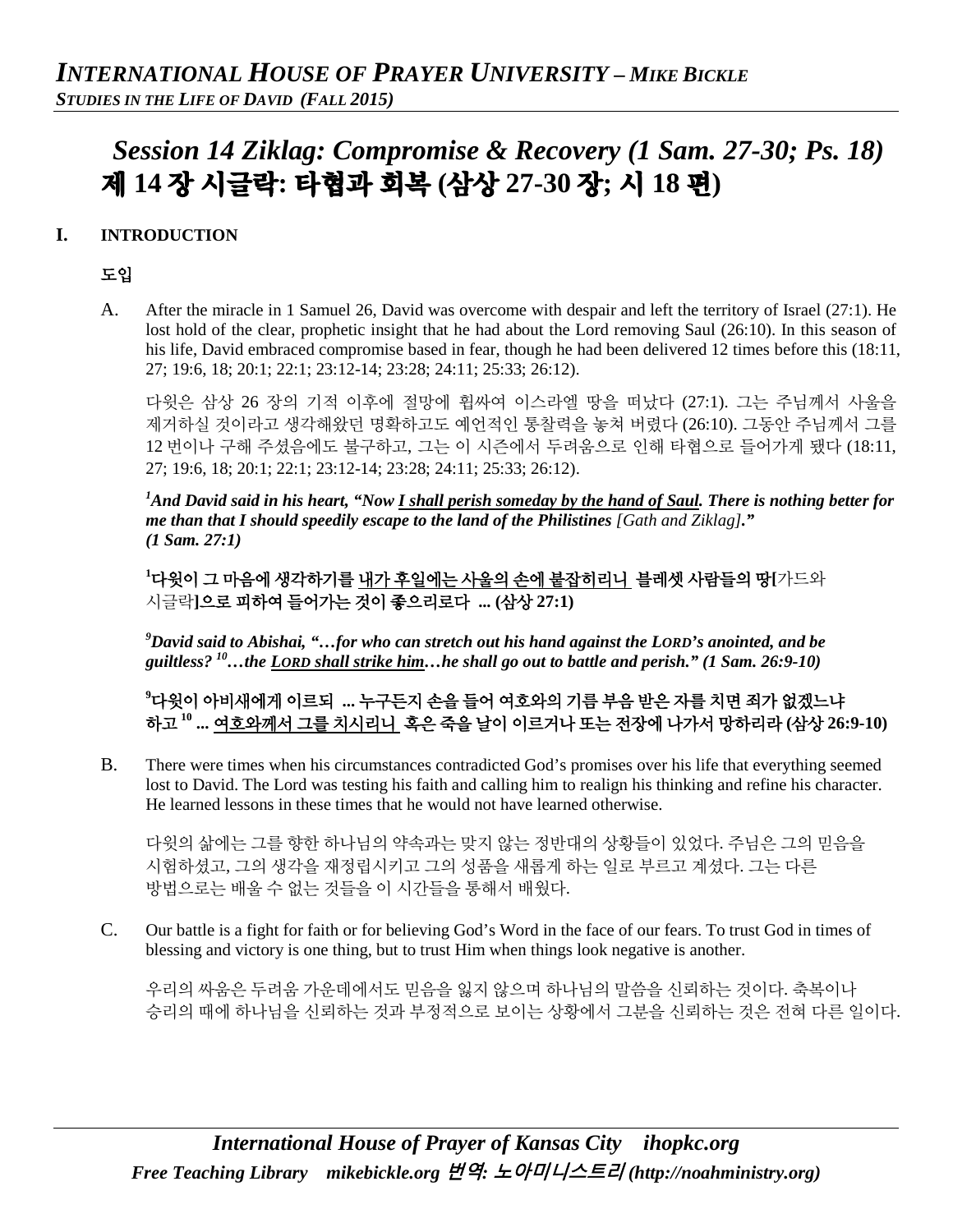# *Session 14 Ziklag: Compromise & Recovery (1 Sam. 27-30; Ps. 18)*
# 제 14 장 시글락: 타협과 회복 (삼상 27-30 장; 시 18 편)

## I. INTRODUCTION

## 도입

A. After the miracle in 1 Samuel 26, David was overcome with despair and left the territory of Israel (27:1). He lost hold of the clear, prophetic insight that he had about the Lord removing Saul (26:10). In this season of his life, David embraced compromise based in fear, though he had been delivered 12 times before this (18:11, 27; 19:6, 18; 20:1; 22:1; 23:12-14; 23:28; 24:11; 25:33; 26:12).

다윗은 삼상 26 장의 기적 이후에 절망에 휩싸여 이스라엘 땅을 떠났다 (27:1). 그는 주님께서 사울을 제거하실 것이라고 생각해왔던 명확하고도 예언적인 통찰력을 놓쳐 버렸다 (26:10). 그동안 주님께서 그를 12 번이나 구해 주셨음에도 불구하고, 그는 이 시즌에서 두려움으로 인해 타협으로 들어가게 됐다 (18:11, 27; 19:6, 18; 20:1; 22:1; 23:12-14; 23:28; 24:11; 25:33; 26:12).

***[1]And David said in his heart, "Now <u>I shall perish someday by the hand of Saul</u>. There is nothing better for me than that I should speedily escape to the land of the Philistines** [Gath and Ziklag]**." (1 Sam. 27:1)***

**[1]다윗이 그 마음에 생각하기를 <u>내가 후일에는 사울의 손에 붙잡히리니</u> 블레셋 사람들의 땅[**가드와 시글락**]으로 피하여 들어가는 것이 좋으리로다 ... (삼상 27:1)**

***[9]David said to Abishai, "…for who can stretch out his hand against the LORD's anointed, and be guiltless? [10]…the <u>LORD shall strike him</u>…he shall go out to battle and perish." (1 Sam. 26:9-10)***

**[9]다윗이 아비새에게 이르되 ... 누구든지 손을 들어 여호와의 기름 부음 받은 자를 치면 죄가 없겠느냐 하고 [10] ... <u>여호와께서 그를 치시리니</u> 혹은 죽을 날이 이르거나 또는 전장에 나가서 망하리라 (삼상 26:9-10)**

B. There were times when his circumstances contradicted God's promises over his life that everything seemed lost to David. The Lord was testing his faith and calling him to realign his thinking and refine his character. He learned lessons in these times that he would not have learned otherwise.

다윗의 삶에는 그를 향한 하나님의 약속과는 맞지 않는 정반대의 상황들이 있었다. 주님은 그의 믿음을 시험하셨고, 그의 생각을 재정립시키고 그의 성품을 새롭게 하는 일로 부르고 계셨다. 그는 다른 방법으로는 배울 수 없는 것들을 이 시간들을 통해서 배웠다.

C. Our battle is a fight for faith or for believing God's Word in the face of our fears. To trust God in times of blessing and victory is one thing, but to trust Him when things look negative is another.

우리의 싸움은 두려움 가운데에서도 믿음을 잃지 않으며 하나님의 말씀을 신뢰하는 것이다. 축복이나 승리의 때에 하나님을 신뢰하는 것과 부정적으로 보이는 상황에서 그분을 신뢰하는 것은 전혀 다른 일이다.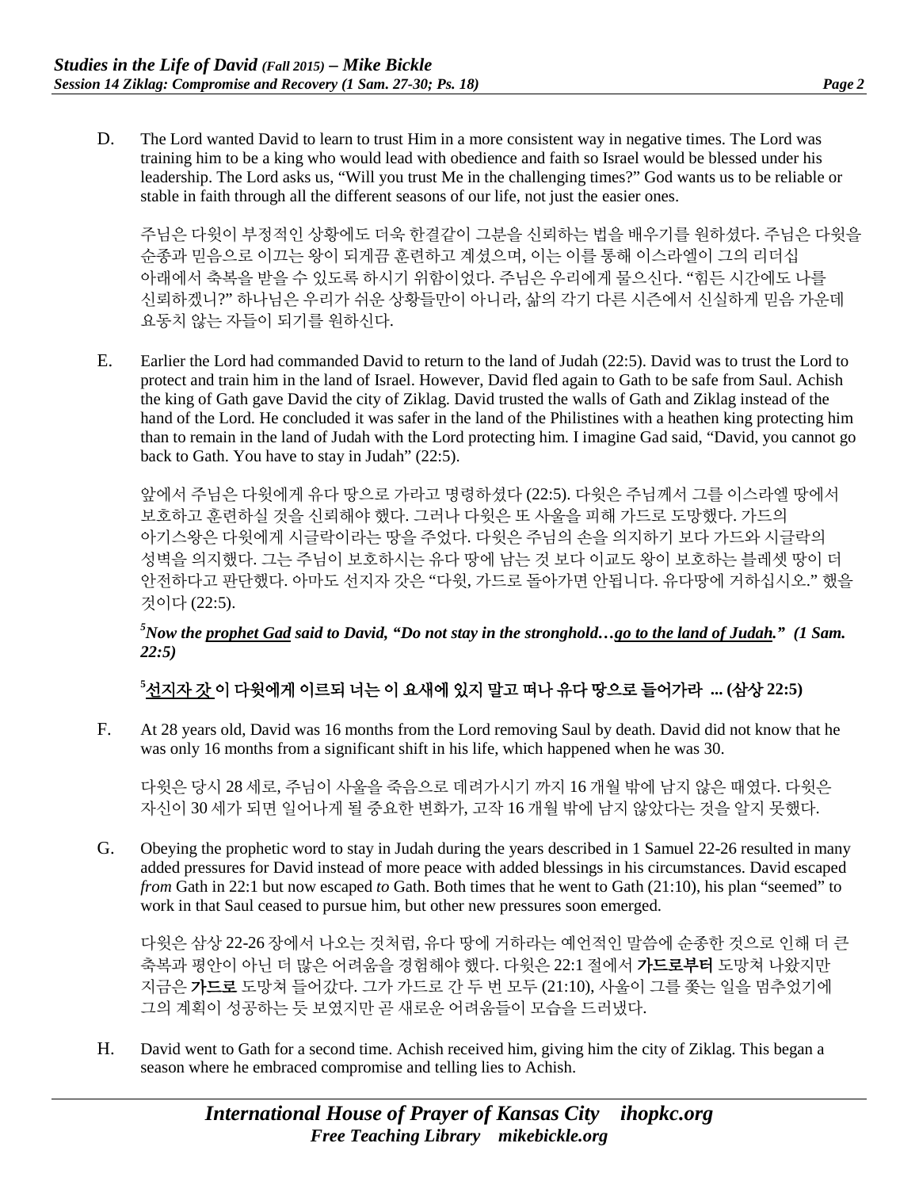D. The Lord wanted David to learn to trust Him in a more consistent way in negative times. The Lord was training him to be a king who would lead with obedience and faith so Israel would be blessed under his leadership. The Lord asks us, "Will you trust Me in the challenging times?" God wants us to be reliable or stable in faith through all the different seasons of our life, not just the easier ones.

주님은 다윗이 부정적인 상황에도 더욱 한결같이 그분을 신뢰하는 법을 배우기를 원하셨다. 주님은 다윗을 순종과 믿음으로 이끄는 왕이 되게끔 훈련하고 계셨으며, 이는 이를 통해 이스라엘이 그의 리더십 아래에서 축복을 받을 수 있도록 하시기 위함이었다. 주님은 우리에게 물으신다. "힘든 시간에도 나를 신뢰하겠니?" 하나님은 우리가 쉬운 상황들만이 아니라, 삶의 각기 다른 시즌에서 신실하게 믿음 가운데 요동치 않는 자들이 되기를 원하신다.

E. Earlier the Lord had commanded David to return to the land of Judah (22:5). David was to trust the Lord to protect and train him in the land of Israel. However, David fled again to Gath to be safe from Saul. Achish the king of Gath gave David the city of Ziklag. David trusted the walls of Gath and Ziklag instead of the hand of the Lord. He concluded it was safer in the land of the Philistines with a heathen king protecting him than to remain in the land of Judah with the Lord protecting him. I imagine Gad said, "David, you cannot go back to Gath. You have to stay in Judah" (22:5).

앞에서 주님은 다윗에게 유다 땅으로 가라고 명령하셨다 (22:5). 다윗은 주님께서 그를 이스라엘 땅에서 보호하고 훈련하실 것을 신뢰해야 했다. 그러나 다윗은 또 사울을 피해 가드로 도망했다. 가드의 아기스왕은 다윗에게 시글락이라는 땅을 주었다. 다윗은 주님의 손을 의지하기 보다 가드와 시글락의 성벽을 의지했다. 그는 주님이 보호하시는 유다 땅에 남는 것 보다 이교도 왕이 보호하는 블레셋 땅이 더 안전하다고 판단했다. 아마도 선지자 갓은 "다윗, 가드로 돌아가면 안됩니다. 유다땅에 거하십시오." 했을 것이다 (22:5).

***[5]Now the <u>prophet Gad</u> said to David, "Do not stay in the stronghold…<u>go to the land of Judah</u>." (1 Sam. 22:5)***

**[5]<u>선지자 갓</u> 이 다윗에게 이르되 너는 이 요새에 있지 말고 떠나 유다 땅으로 들어가라 ... (삼상 22:5)**

F. At 28 years old, David was 16 months from the Lord removing Saul by death. David did not know that he was only 16 months from a significant shift in his life, which happened when he was 30.

다윗은 당시 28 세로, 주님이 사울을 죽음으로 데려가시기 까지 16 개월 밖에 남지 않은 때였다. 다윗은 자신이 30 세가 되면 일어나게 될 중요한 변화가, 고작 16 개월 밖에 남지 않았다는 것을 알지 못했다.

G. Obeying the prophetic word to stay in Judah during the years described in 1 Samuel 22-26 resulted in many added pressures for David instead of more peace with added blessings in his circumstances. David escaped *from* Gath in 22:1 but now escaped *to* Gath. Both times that he went to Gath (21:10), his plan "seemed" to work in that Saul ceased to pursue him, but other new pressures soon emerged.

다윗은 삼상 22-26 장에서 나오는 것처럼, 유다 땅에 거하라는 예언적인 말씀에 순종한 것으로 인해 더 큰 축복과 평안이 아닌 더 많은 어려움을 경험해야 했다. 다윗은 22:1 절에서 **가드로부터** 도망쳐 나왔지만 지금은 **가드로** 도망쳐 들어갔다. 그가 가드로 간 두 번 모두 (21:10), 사울이 그를 쫓는 일을 멈추었기에 그의 계획이 성공하는 듯 보였지만 곧 새로운 어려움들이 모습을 드러냈다.

H. David went to Gath for a second time. Achish received him, giving him the city of Ziklag. This began a season where he embraced compromise and telling lies to Achish.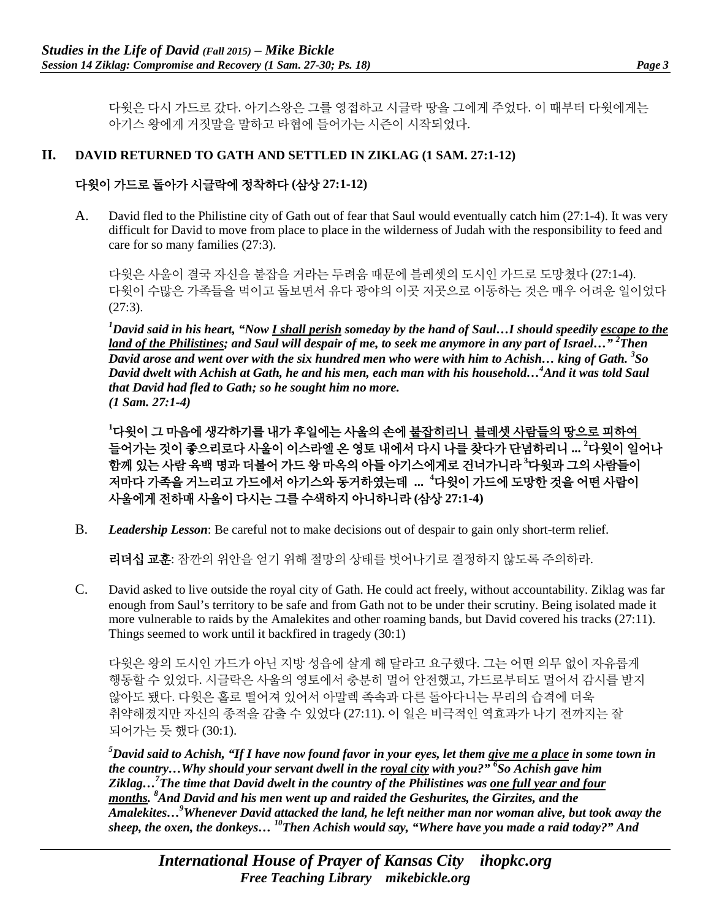다윗은 다시 가드로 갔다. 아기스왕은 그를 영접하고 시글락 땅을 그에게 주었다. 이 때부터 다윗에게는 아기스 왕에게 거짓말을 말하고 타협에 들어가는 시즌이 시작되었다.

## II. DAVID RETURNED TO GATH AND SETTLED IN ZIKLAG (1 SAM. 27:1-12)

## 다윗이 가드로 돌아가 시글락에 정착하다 (삼상 27:1-12)

A. David fled to the Philistine city of Gath out of fear that Saul would eventually catch him (27:1-4). It was very difficult for David to move from place to place in the wilderness of Judah with the responsibility to feed and care for so many families (27:3).

다윗은 사울이 결국 자신을 붙잡을 거라는 두려움 때문에 블레셋의 도시인 가드로 도망쳤다 (27:1-4). 다윗이 수많은 가족들을 먹이고 돌보면서 유다 광야의 이곳 저곳으로 이동하는 것은 매우 어려운 일이었다 (27:3).

***[1]David said in his heart, "Now <u>I shall perish</u> someday by the hand of Saul…I should speedily <u>escape to the land of the Philistines</u>; and Saul will despair of me, to seek me anymore in any part of Israel…" [2]Then David arose and went over with the six hundred men who were with him to Achish… king of Gath. [3]So David dwelt with Achish at Gath, he and his men, each man with his household…[4]And it was told Saul that David had fled to Gath; so he sought him no more. (1 Sam. 27:1-4)***

**[1]다윗이 그 마음에 생각하기를 내가 후일에는 사울의 손에 <u>붙잡히리니 블레셋 사람들의 땅으로 피하여 들어가는 것이 좋으리로다</u> 사울이 이스라엘 온 영토 내에서 다시 나를 찾다가 단념하리니 ... [2]다윗이 일어나 함께 있는 사람 육백 명과 더불어 가드 왕 마옥의 아들 아기스에게로 건너가니라 [3]다윗과 그의 사람들이 저마다 가족을 거느리고 가드에서 아기스와 동거하였는데 ... [4]다윗이 가드에 도망한 것을 어떤 사람이 사울에게 전하매 사울이 다시는 그를 수색하지 아니하니라 (삼상 27:1-4)**

B. ***Leadership Lesson***: Be careful not to make decisions out of despair to gain only short-term relief.

**리더십 교훈**: 잠깐의 위안을 얻기 위해 절망의 상태를 벗어나기로 결정하지 않도록 주의하라.

C. David asked to live outside the royal city of Gath. He could act freely, without accountability. Ziklag was far enough from Saul's territory to be safe and from Gath not to be under their scrutiny. Being isolated made it more vulnerable to raids by the Amalekites and other roaming bands, but David covered his tracks (27:11). Things seemed to work until it backfired in tragedy (30:1)

다윗은 왕의 도시인 가드가 아닌 지방 성읍에 살게 해 달라고 요구했다. 그는 어떤 의무 없이 자유롭게 행동할 수 있었다. 시글락은 사울의 영토에서 충분히 멀어 안전했고, 가드로부터도 멀어서 감시를 받지 않아도 됐다. 다윗은 홀로 떨어져 있어서 아말렉 족속과 다른 돌아다니는 무리의 습격에 더욱 취약해졌지만 자신의 종적을 감출 수 있었다 (27:11). 이 일은 비극적인 역효과가 나기 전까지는 잘 되어가는 듯 했다 (30:1).

***[5]David said to Achish, "If I have now found favor in your eyes, let them <u>give me a place</u> in some town in the country…Why should your servant dwell in the <u>royal city</u> with you?" [6]So Achish gave him Ziklag…[7]The time that David dwelt in the country of the Philistines was <u>one full year and four months</u>. [8]And David and his men went up and raided the Geshurites, the Girzites, and the Amalekites…[9]Whenever David attacked the land, he left neither man nor woman alive, but took away the sheep, the oxen, the donkeys… [10]Then Achish would say, "Where have you made a raid today?" And***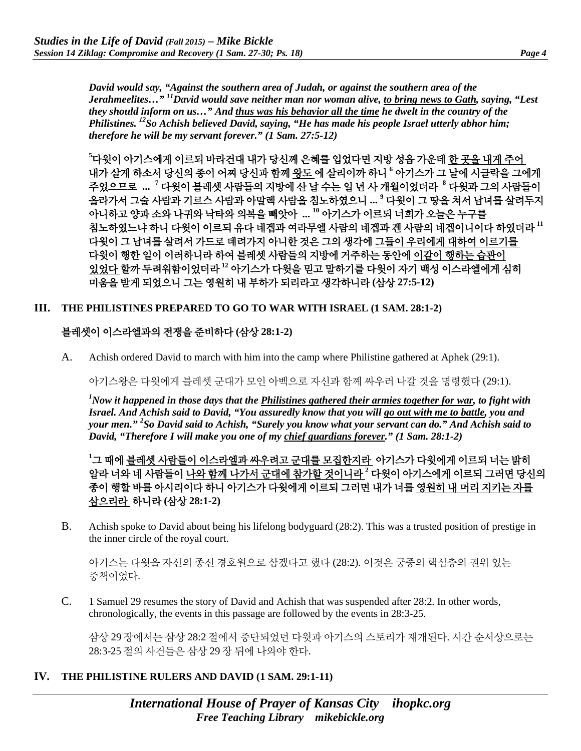*David would say, "Against the southern area of Judah, or against the southern area of the Jerahmeelites…" [11]David would save neither man nor woman alive, to bring news to Gath, saying, "Lest they should inform on us…" And thus was his behavior all the time he dwelt in the country of the Philistines. [12]So Achish believed David, saying, "He has made his people Israel utterly abhor him; therefore he will be my servant forever." (1 Sam. 27:5-12)*

**[5]다윗이 아기스에게 이르되 바라건대 내가 당신께 은혜를 입었다면 지방 성읍 가운데 한 곳을 내게 주어 내가 살게 하소서 당신의 종이 어찌 당신과 함께 왕도 에 살리이까 하니 [6] 아기스가 그 날에 시글락을 그에게 주었으므로 ... [7] 다윗이 블레셋 사람들의 지방에 산 날 수는 일 년 사 개월이었더라 [8] 다윗과 그의 사람들이 올라가서 그술 사람과 기르스 사람과 아말렉 사람을 침노하였으니 ... [9] 다윗이 그 땅을 쳐서 남녀를 살려두지 아니하고 양과 소와 나귀와 낙타와 의복을 빼앗아 ... [10] 아기스가 이르되 너희가 오늘은 누구를 침노하였느냐 하니 다윗이 이르되 유다 네겝과 여라무엘 사람의 네겝과 겐 사람의 네겝이니이다 하였더라 [11] 다윗이 그 남녀를 살려서 가드로 데려가지 아니한 것은 그의 생각에 그들이 우리에게 대하여 이르기를 다윗이 행한 일이 이러하니라 하여 블레셋 사람들의 지방에 거주하는 동안에 이같이 행하는 습관이 있었다 할까 두려워함이었더라 [12] 아기스가 다윗을 믿고 말하기를 다윗이 자기 백성 이스라엘에게 심히 미움을 받게 되었으니 그는 영원히 내 부하가 되리라고 생각하니라 (삼상 27:5-12)**

## III. THE PHILISTINES PREPARED TO GO TO WAR WITH ISRAEL (1 SAM. 28:1-2)

**블레셋이 이스라엘과의 전쟁을 준비하다 (삼상 28:1-2)**

A. Achish ordered David to march with him into the camp where Philistine gathered at Aphek (29:1).

아기스왕은 다윗에게 블레셋 군대가 모인 아벡으로 자신과 함께 싸우러 나갈 것을 명령했다 (29:1).

*[1]Now it happened in those days that the Philistines gathered their armies together for war, to fight with Israel. And Achish said to David, "You assuredly know that you will go out with me to battle, you and your men." [2]So David said to Achish, "Surely you know what your servant can do." And Achish said to David, "Therefore I will make you one of my chief guardians forever." (1 Sam. 28:1-2)*

**[1]그 때에 블레셋 사람들이 이스라엘과 싸우려고 군대를 모집한지라 아기스가 다윗에게 이르되 너는 밝히 알라 너와 네 사람들이 나와 함께 나가서 군대에 참가할 것이니라 [2] 다윗이 아기스에게 이르되 그러면 당신의 종이 행할 바를 아시리이다 하니 아기스가 다윗에게 이르되 그러면 내가 너를 영원히 내 머리 지키는 자를 삼으리라 하니라 (삼상 28:1-2)**

B. Achish spoke to David about being his lifelong bodyguard (28:2). This was a trusted position of prestige in the inner circle of the royal court.

아기스는 다윗을 자신의 종신 경호원으로 삼겠다고 했다 (28:2). 이것은 궁중의 핵심층의 권위 있는 중책이었다.

C. 1 Samuel 29 resumes the story of David and Achish that was suspended after 28:2. In other words, chronologically, the events in this passage are followed by the events in 28:3-25.

삼상 29 장에서는 삼상 28:2 절에서 중단되었던 다윗과 아기스의 스토리가 재개된다. 시간 순서상으로는 28:3-25 절의 사건들은 삼상 29 장 뒤에 나와야 한다.

## IV. THE PHILISTINE RULERS AND DAVID (1 SAM. 29:1-11)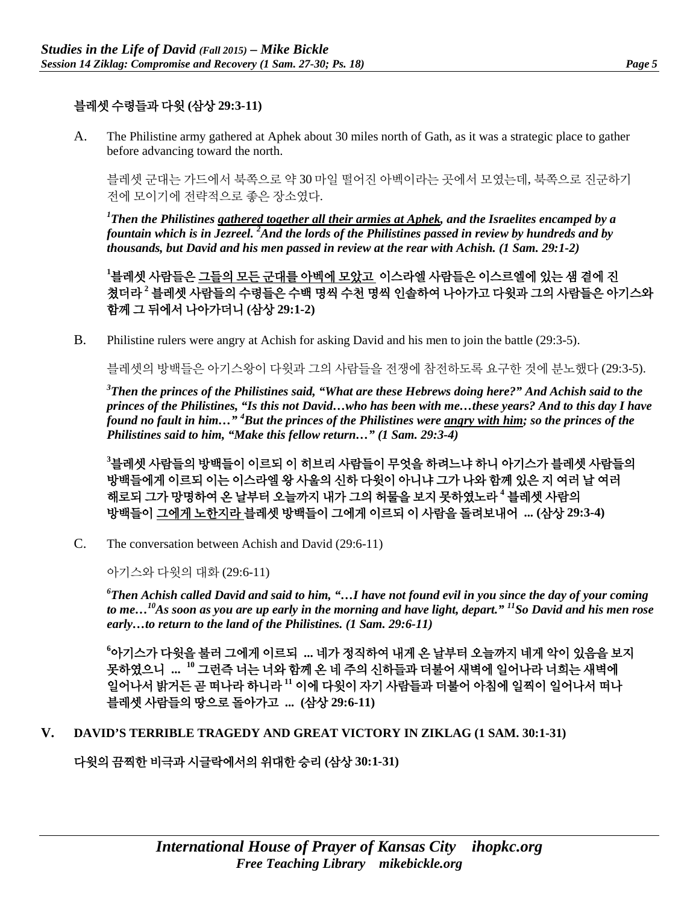**블레셋 수령들과 다윗 (삼상 29:3-11)**

A. The Philistine army gathered at Aphek about 30 miles north of Gath, as it was a strategic place to gather before advancing toward the north.

블레셋 군대는 가드에서 북쪽으로 약 30 마일 떨어진 아벡이라는 곳에서 모였는데, 북쪽으로 진군하기 전에 모이기에 전략적으로 좋은 장소였다.

***[1]Then the Philistines <u>gathered together all their armies at Aphek</u>, and the Israelites encamped by a fountain which is in Jezreel. [2]And the lords of the Philistines passed in review by hundreds and by thousands, but David and his men passed in review at the rear with Achish. (1 Sam. 29:1-2)***

**[1]블레셋 사람들은 <u>그들의 모든 군대를 아벡에 모았고</u> 이스라엘 사람들은 이스르엘에 있는 샘 곁에 진 쳤더라 [2] 블레셋 사람들의 수령들은 수백 명씩 수천 명씩 인솔하여 나아가고 다윗과 그의 사람들은 아기스와 함께 그 뒤에서 나아가더니 (삼상 29:1-2)**

B. Philistine rulers were angry at Achish for asking David and his men to join the battle (29:3-5).

블레셋의 방백들은 아기스왕이 다윗과 그의 사람들을 전쟁에 참전하도록 요구한 것에 분노했다 (29:3-5).

***[3]Then the princes of the Philistines said, "What are these Hebrews doing here?" And Achish said to the princes of the Philistines, "Is this not David…who has been with me…these years? And to this day I have found no fault in him…" [4]But the princes of the Philistines were <u>angry with him</u>; so the princes of the Philistines said to him, "Make this fellow return…" (1 Sam. 29:3-4)***

**[3]블레셋 사람들의 방백들이 이르되 이 히브리 사람들이 무엇을 하려느냐 하니 아기스가 블레셋 사람들의 방백들에게 이르되 이는 이스라엘 왕 사울의 신하 다윗이 아니냐 그가 나와 함께 있은 지 여러 날 여러 해로되 그가 망명하여 온 날부터 오늘까지 내가 그의 허물을 보지 못하였노라 [4] 블레셋 사람의 방백들이 <u>그에게 노한지라</u> 블레셋 방백들이 그에게 이르되 이 사람을 돌려보내어 ... (삼상 29:3-4)**

C. The conversation between Achish and David (29:6-11)

아기스와 다윗의 대화 (29:6-11)

***[6]Then Achish called David and said to him, "…I have not found evil in you since the day of your coming to me…[10]As soon as you are up early in the morning and have light, depart." [11]So David and his men rose early…to return to the land of the Philistines. (1 Sam. 29:6-11)***

**[6]아기스가 다윗을 불러 그에게 이르되 ... 네가 정직하여 내게 온 날부터 오늘까지 네게 악이 있음을 보지 못하였으니 ... [10] 그런즉 너는 너와 함께 온 네 주의 신하들과 더불어 새벽에 일어나라 너희는 새벽에 일어나서 밝거든 곧 떠나라 하니라 [11] 이에 다윗이 자기 사람들과 더불어 아침에 일찍이 일어나서 떠나 블레셋 사람들의 땅으로 돌아가고 ... (삼상 29:6-11)**

## V. DAVID'S TERRIBLE TRAGEDY AND GREAT VICTORY IN ZIKLAG (1 SAM. 30:1-31)

**다윗의 끔찍한 비극과 시글락에서의 위대한 승리 (삼상 30:1-31)**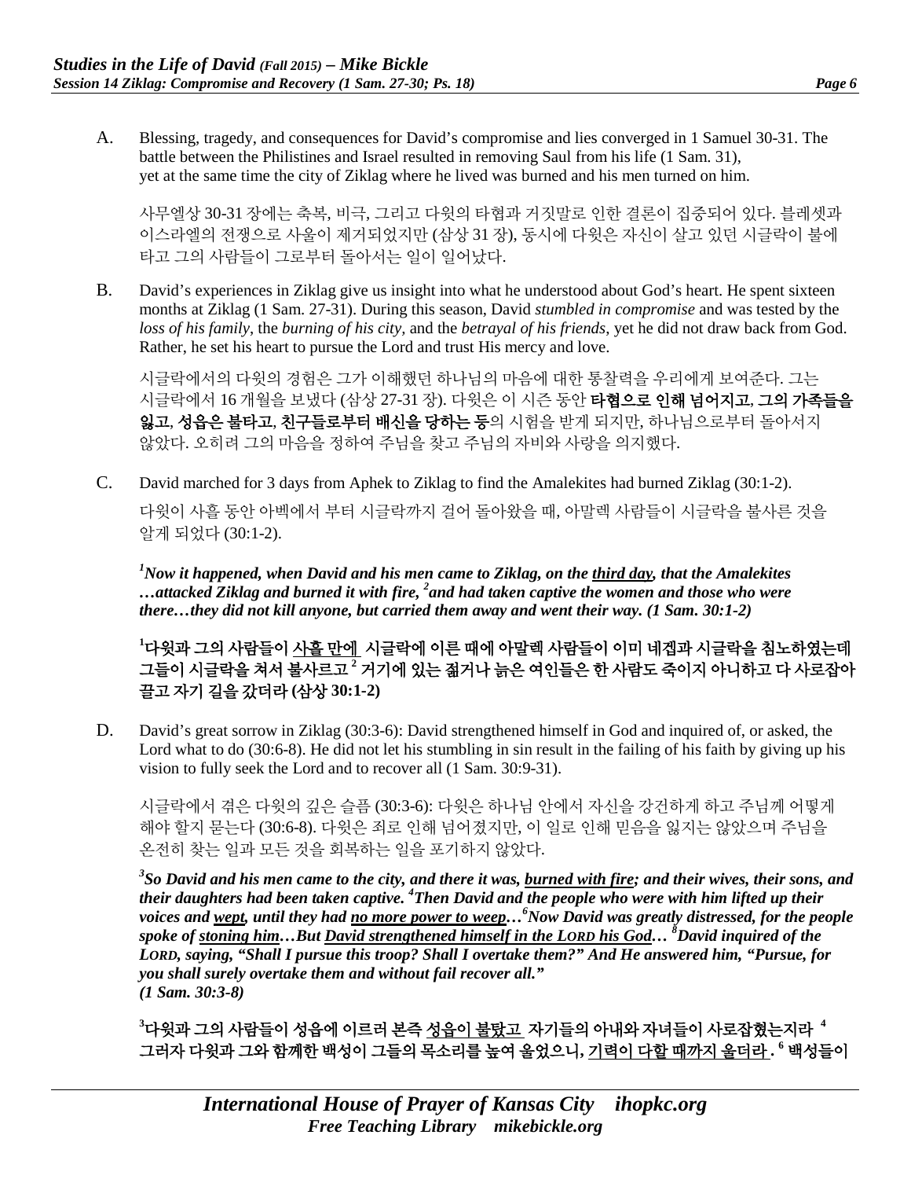A. Blessing, tragedy, and consequences for David's compromise and lies converged in 1 Samuel 30-31. The battle between the Philistines and Israel resulted in removing Saul from his life (1 Sam. 31), yet at the same time the city of Ziklag where he lived was burned and his men turned on him.

사무엘상 30-31 장에는 축복, 비극, 그리고 다윗의 타협과 거짓말로 인한 결론이 집중되어 있다. 블레셋과 이스라엘의 전쟁으로 사울이 제거되었지만 (삼상 31 장), 동시에 다윗은 자신이 살고 있던 시글락이 불에 타고 그의 사람들이 그로부터 돌아서는 일이 일어났다.

B. David's experiences in Ziklag give us insight into what he understood about God's heart. He spent sixteen months at Ziklag (1 Sam. 27-31). During this season, David *stumbled in compromise* and was tested by the *loss of his family*, the *burning of his city*, and the *betrayal of his friends*, yet he did not draw back from God. Rather, he set his heart to pursue the Lord and trust His mercy and love.

시글락에서의 다윗의 경험은 그가 이해했던 하나님의 마음에 대한 통찰력을 우리에게 보여준다. 그는 시글락에서 16 개월을 보냈다 (삼상 27-31 장). 다윗은 이 시즌 동안 **타협으로 인해 넘어지고**, **그의 가족들을 잃고**, **성읍은 불타고**, **친구들로부터 배신을 당하는 등**의 시험을 받게 되지만, 하나님으로부터 돌아서지 않았다. 오히려 그의 마음을 정하여 주님을 찾고 주님의 자비와 사랑을 의지했다.

C. David marched for 3 days from Aphek to Ziklag to find the Amalekites had burned Ziklag (30:1-2).

다윗이 사흘 동안 아벡에서 부터 시글락까지 걸어 돌아왔을 때, 아말렉 사람들이 시글락을 불사른 것을 알게 되었다 (30:1-2).

***[1]Now it happened, when David and his men came to Ziklag, on the <u>third day</u>, that the Amalekites …attacked Ziklag and burned it with fire, [2]and had taken captive the women and those who were there…they did not kill anyone, but carried them away and went their way. (1 Sam. 30:1-2)***

**[1]다윗과 그의 사람들이 <u>사흘 만에</u> 시글락에 이른 때에 아말렉 사람들이 이미 네겝과 시글락을 침노하였는데 그들이 시글락을 쳐서 불사르고 [2] 거기에 있는 젊거나 늙은 여인들은 한 사람도 죽이지 아니하고 다 사로잡아 끌고 자기 길을 갔더라 (삼상 30:1-2)**

D. David's great sorrow in Ziklag (30:3-6): David strengthened himself in God and inquired of, or asked, the Lord what to do (30:6-8). He did not let his stumbling in sin result in the failing of his faith by giving up his vision to fully seek the Lord and to recover all (1 Sam. 30:9-31).

시글락에서 겪은 다윗의 깊은 슬픔 (30:3-6): 다윗은 하나님 안에서 자신을 강건하게 하고 주님께 어떻게 해야 할지 묻는다 (30:6-8). 다윗은 죄로 인해 넘어졌지만, 이 일로 인해 믿음을 잃지는 않았으며 주님을 온전히 찾는 일과 모든 것을 회복하는 일을 포기하지 않았다.

***[3]So David and his men came to the city, and there it was, <u>burned with fire</u>; and their wives, their sons, and their daughters had been taken captive. [4]Then David and the people who were with him lifted up their voices and <u>wept</u>, until they had <u>no more power to weep</u>…[6]Now David was greatly distressed, for the people spoke of <u>stoning him</u>…But <u>David strengthened himself in the LORD his God</u>… [8]David inquired of the LORD, saying, "Shall I pursue this troop? Shall I overtake them?" And He answered him, "Pursue, for you shall surely overtake them and without fail recover all." (1 Sam. 30:3-8)***

**[3]다윗과 그의 사람들이 성읍에 이르러 본즉 <u>성읍이 불탔고</u> 자기들의 아내와 자녀들이 사로잡혔는지라 [4] 그러자 다윗과 그와 함께한 백성이 그들의 목소리를 높여 울었으니, <u>기력이 다할 때까지 울더라</u>. [6] 백성들이**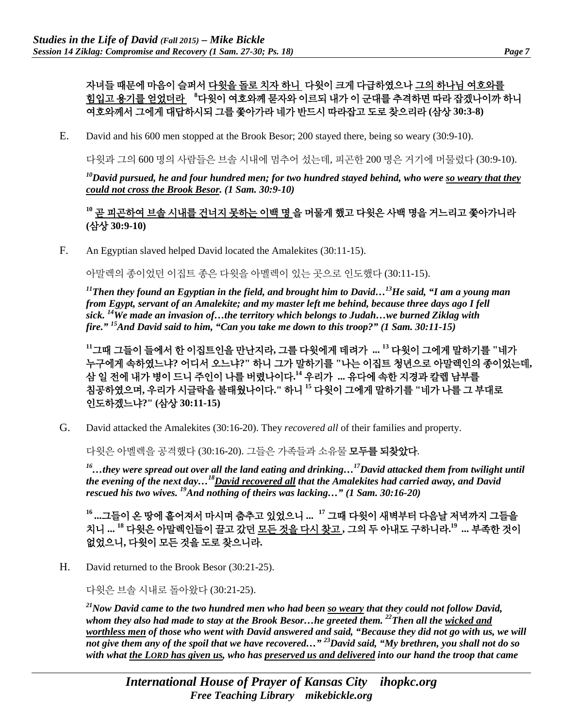**자녀들 때문에 마음이 슬퍼서 다윗을 돌로 치자 하니 다윗이 크게 다급하였으나 그의 하나님 여호와를 힘입고 용기를 얻었더라 [8]다윗이 여호와께 묻자와 이르되 내가 이 군대를 추격하면 따라 잡겠나이까 하니 여호와께서 그에게 대답하시되 그를 쫓아가라 네가 반드시 따라잡고 도로 찾으리라 (삼상 30:3-8)**

E. David and his 600 men stopped at the Brook Besor; 200 stayed there, being so weary (30:9-10).

다윗과 그의 600 명의 사람들은 브솔 시내에 멈추어 섰는데, 피곤한 200 명은 거기에 머물렀다 (30:9-10).

***[10]David pursued, he and four hundred men; for two hundred stayed behind, who were so weary that they could not cross the Brook Besor. (1 Sam. 30:9-10)***

**[10] 곧 피곤하여 브솔 시내를 건너지 못하는 이백 명 을 머물게 했고 다윗은 사백 명을 거느리고 쫓아가니라 (삼상 30:9-10)**

F. An Egyptian slaved helped David located the Amalekites (30:11-15).

아말렉의 종이었던 이집트 종은 다윗을 아멜렉이 있는 곳으로 인도했다 (30:11-15).

***[11]Then they found an Egyptian in the field, and brought him to David…[13]He said, "I am a young man from Egypt, servant of an Amalekite; and my master left me behind, because three days ago I fell sick. [14]We made an invasion of…the territory which belongs to Judah…we burned Ziklag with fire." [15]And David said to him, "Can you take me down to this troop?" (1 Sam. 30:11-15)***

**[11]그때 그들이 들에서 한 이집트인을 만난지라, 그를 다윗에게 데려가 ... [13] 다윗이 그에게 말하기를 "네가 누구에게 속하였느냐? 어디서 오느냐?" 하니 그가 말하기를 "나는 이집트 청년으로 아말렉인의 종이었는데, 삼 일 전에 내가 병이 드니 주인이 나를 버렸나이다.[14] 우리가 ... 유다에 속한 지경과 갈렙 남부를 침공하였으며, 우리가 시글락을 불태웠나이다." 하니 [15] 다윗이 그에게 말하기를 "네가 나를 그 부대로 인도하겠느냐?" (삼상 30:11-15)**

G. David attacked the Amalekites (30:16-20). They *recovered all* of their families and property.

다윗은 아멜렉을 공격했다 (30:16-20). 그들은 가족들과 소유물 **모두를 되찾았다**.

***[16]…they were spread out over all the land eating and drinking…[17]David attacked them from twilight until the evening of the next day…[18]David recovered all that the Amalekites had carried away, and David rescued his two wives. [19]And nothing of theirs was lacking…" (1 Sam. 30:16-20)***

**[16] ...그들이 온 땅에 흩어져서 마시며 춤추고 있었으니 ... [17] 그때 다윗이 새벽부터 다음날 저녁까지 그들을 치니 ... [18] 다윗은 아말렉인들이 끌고 갔던 모든 것을 다시 찾고, 그의 두 아내도 구하니라.[19] ... 부족한 것이 없었으니, 다윗이 모든 것을 도로 찾으니라.**

H. David returned to the Brook Besor (30:21-25).

다윗은 브솔 시내로 돌아왔다 (30:21-25).

***[21]Now David came to the two hundred men who had been so weary that they could not follow David, whom they also had made to stay at the Brook Besor…he greeted them. [22]Then all the wicked and worthless men of those who went with David answered and said, "Because they did not go with us, we will not give them any of the spoil that we have recovered…" [23]David said, "My brethren, you shall not do so with what the LORD has given us, who has preserved us and delivered into our hand the troop that came***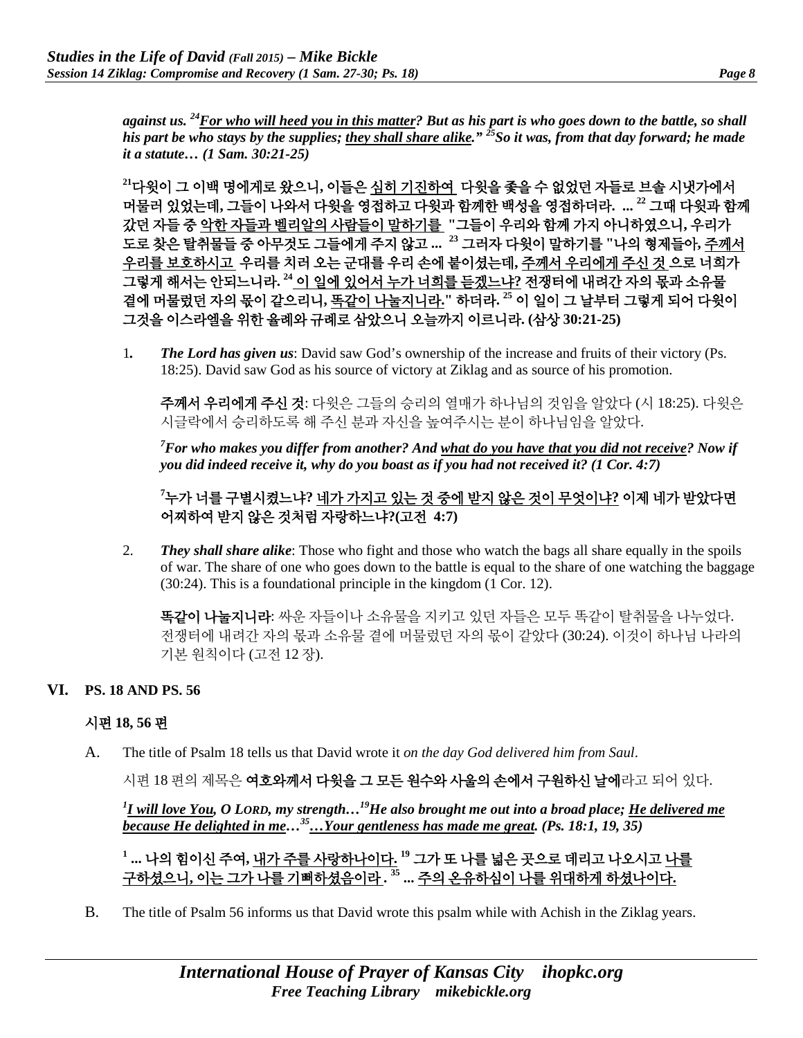*against us. [24]For who will heed you in this matter? But as his part is who goes down to the battle, so shall his part be who stays by the supplies; they shall share alike." [25]So it was, from that day forward; he made it a statute… (1 Sam. 30:21-25)*

**[21]다윗이 그 이백 명에게로 왔으니, 이들은 심히 기진하여 다윗을 좇을 수 없었던 자들로 브솔 시냇가에서 머물러 있었는데, 그들이 나와서 다윗을 영접하고 다윗과 함께한 백성을 영접하더라. ... [22] 그때 다윗과 함께 갔던 자들 중 악한 자들과 벨리알의 사람들이 말하기를 "그들이 우리와 함께 가지 아니하였으니, 우리가 도로 찾은 탈취물들 중 아무것도 그들에게 주지 않고 ... [23] 그러자 다윗이 말하기를 "나의 형제들아, 주께서 우리를 보호하시고 우리를 치러 오는 군대를 우리 손에 붙이셨는데, 주께서 우리에게 주신 것 으로 너희가 그렇게 해서는 안되느니라. [24] 이 일에 있어서 누가 너희를 듣겠느냐? 전쟁터에 내려간 자의 몫과 소유물 곁에 머물렀던 자의 몫이 같으리니, 똑같이 나눌지니라." 하더라. [25] 이 일이 그 날부터 그렇게 되어 다윗이 그것을 이스라엘을 위한 율례와 규례로 삼았으니 오늘까지 이르니라. (삼상 30:21-25)**

1. ***The Lord has given us***: David saw God's ownership of the increase and fruits of their victory (Ps. 18:25). David saw God as his source of victory at Ziklag and as source of his promotion.

   **주께서 우리에게 주신 것**: 다윗은 그들의 승리의 열매가 하나님의 것임을 알았다 (시 18:25). 다윗은 시글락에서 승리하도록 해 주신 분과 자신을 높여주시는 분이 하나님임을 알았다.

   ***[7]For who makes you differ from another? And what do you have that you did not receive? Now if you did indeed receive it, why do you boast as if you had not received it? (1 Cor. 4:7)***

   **[7]누가 너를 구별시켰느냐? 네가 가지고 있는 것 중에 받지 않은 것이 무엇이냐? 이제 네가 받았다면 어찌하여 받지 않은 것처럼 자랑하느냐?(고전 4:7)**

2. ***They shall share alike***: Those who fight and those who watch the bags all share equally in the spoils of war. The share of one who goes down to the battle is equal to the share of one watching the baggage (30:24). This is a foundational principle in the kingdom (1 Cor. 12).

   **똑같이 나눌지니라**: 싸운 자들이나 소유물을 지키고 있던 자들은 모두 똑같이 탈취물을 나누었다. 전쟁터에 내려간 자의 몫과 소유물 곁에 머물렀던 자의 몫이 같았다 (30:24). 이것이 하나님 나라의 기본 원칙이다 (고전 12 장).

## VI. PS. 18 AND PS. 56

### 시편 18, 56 편

A. The title of Psalm 18 tells us that David wrote it *on the day God delivered him from Saul*.

   시편 18 편의 제목은 **여호와께서 다윗을 그 모든 원수와 사울의 손에서 구원하신 날에**라고 되어 있다.

   ***[1]I will love You, O LORD, my strength…[19]He also brought me out into a broad place; He delivered me because He delighted in me…[35]…Your gentleness has made me great. (Ps. 18:1, 19, 35)***

   **[1] ... 나의 힘이신 주여, 내가 주를 사랑하나이다. [19] 그가 또 나를 넓은 곳으로 데리고 나오시고 나를 구하셨으니, 이는 그가 나를 기뻐하셨음이라. [35] ... 주의 온유하심이 나를 위대하게 하셨나이다.**

B. The title of Psalm 56 informs us that David wrote this psalm while with Achish in the Ziklag years.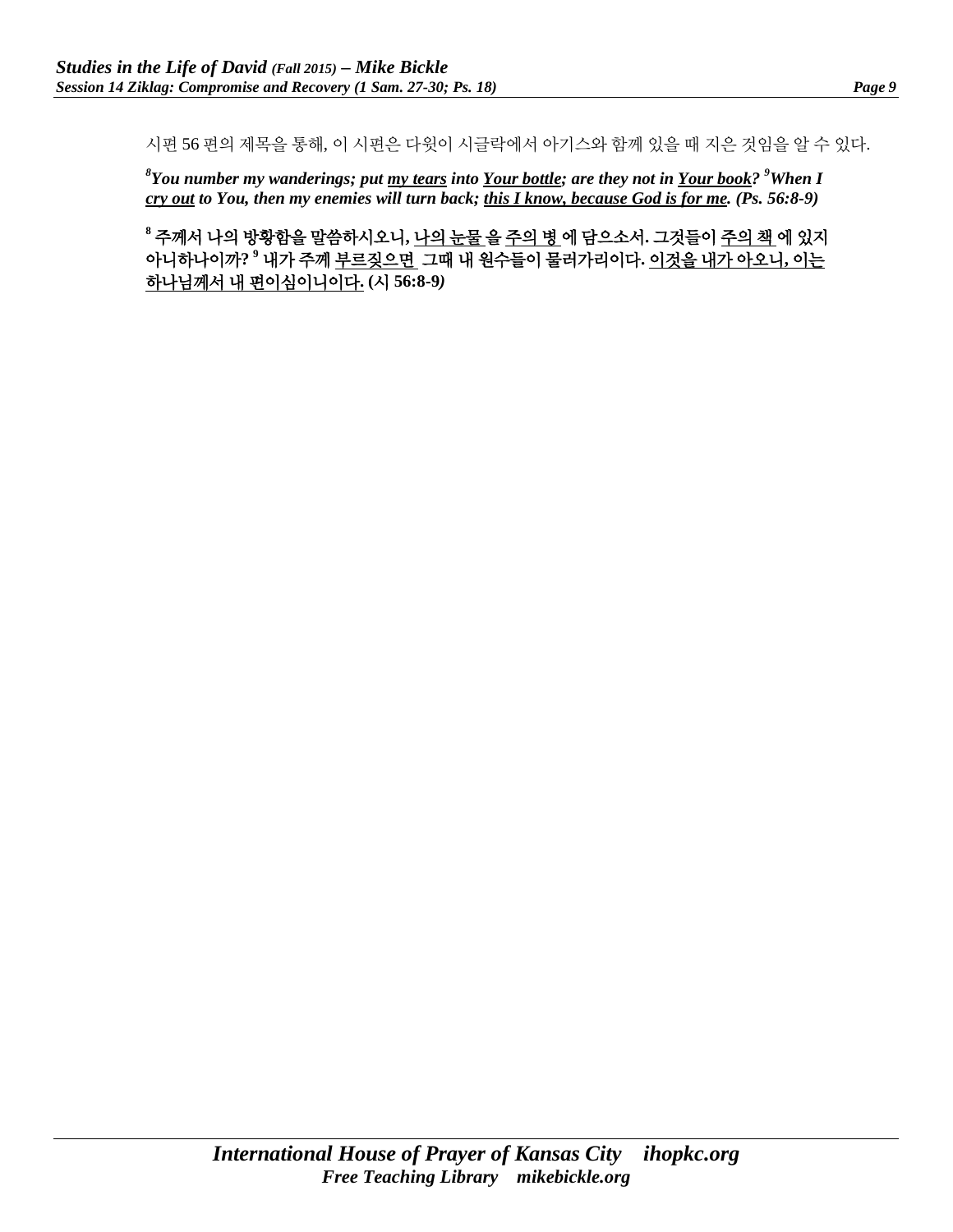시편 56 편의 제목을 통해, 이 시편은 다윗이 시글락에서 아기스와 함께 있을 때 지은 것임을 알 수 있다.

***[8]You number my wanderings; put <u>my tears</u> into <u>Your bottle</u>; are they not in <u>Your book</u>? [9]When I <u>cry out</u> to You, then my enemies will turn back; <u>this I know, because God is for me</u>. (Ps. 56:8-9)***

**[8] 주께서 나의 방황함을 말씀하시오니, <u>나의 눈물</u> 을 <u>주의 병</u> 에 담으소서. 그것들이 <u>주의 책</u> 에 있지 아니하나이까? [9] 내가 주께 <u>부르짖으면</u> 그때 내 원수들이 물러가리이다. <u>이것을 내가 아오니, 이는 하나님께서 내 편이심이니이다.</u> (시 56:8-9)**